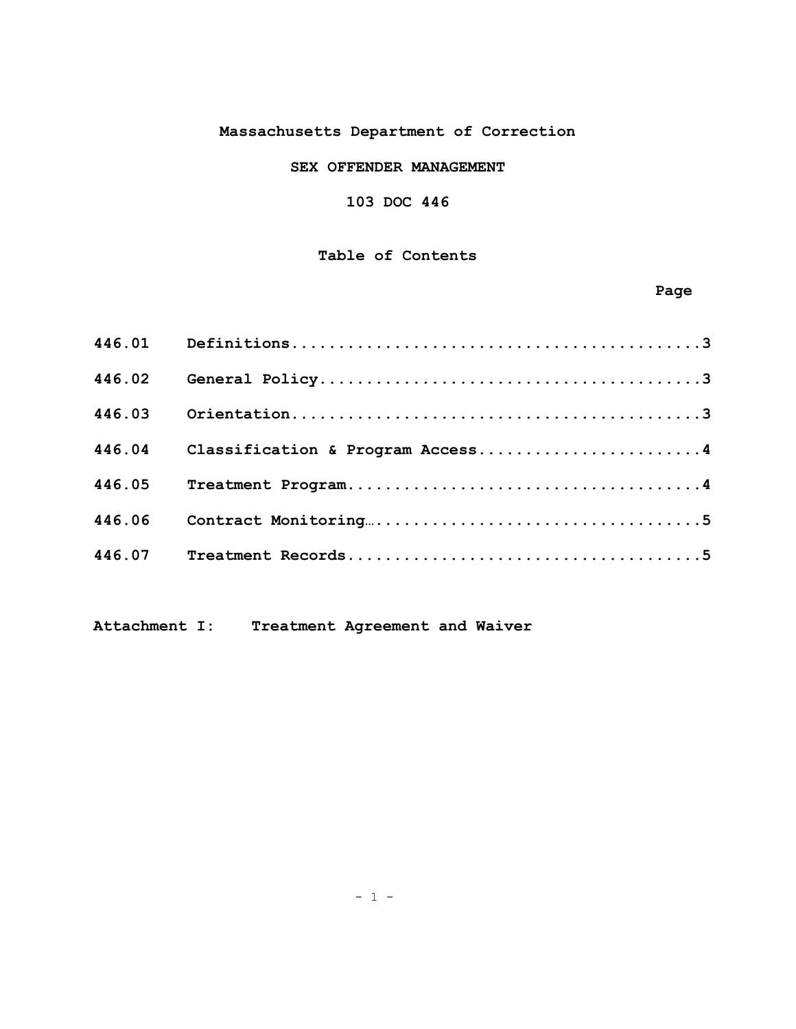# Massachusetts Department of Correction

## SEX OFFENDER MANAGEMENT

## 103 DOC 446

### Table of Contents

| | | Page |
|---|---|---|
| 446.01 | Definitions | 3 |
| 446.02 | General Policy | 3 |
| 446.03 | Orientation | 3 |
| 446.04 | Classification & Program Access | 4 |
| 446.05 | Treatment Program | 4 |
| 446.06 | Contract Monitoring | 5 |
| 446.07 | Treatment Records | 5 |

**Attachment I: Treatment Agreement and Waiver**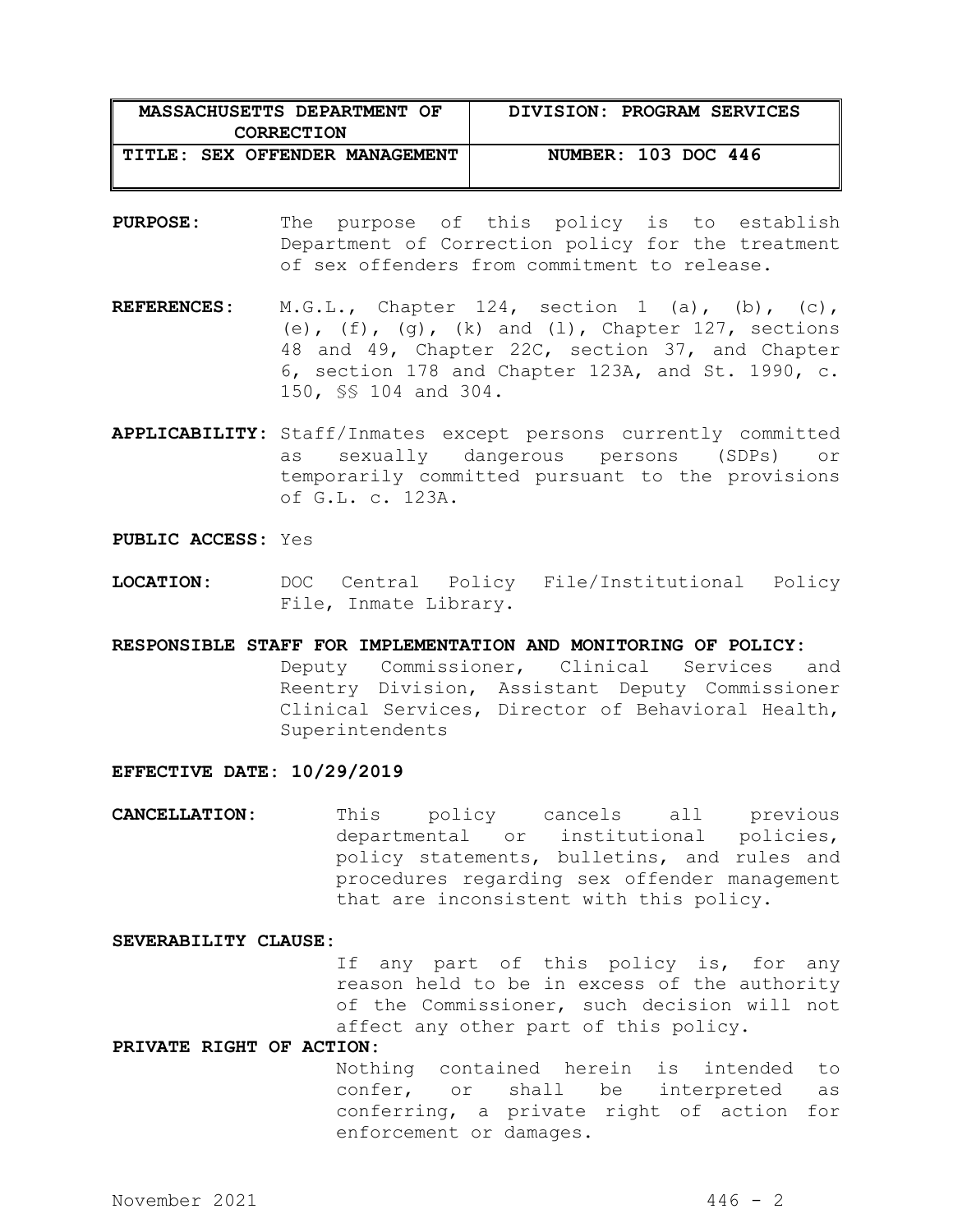| MASSACHUSETTS DEPARTMENT OF CORRECTION | DIVISION: PROGRAM SERVICES |
| --- | --- |
| TITLE: SEX OFFENDER MANAGEMENT | NUMBER: 103 DOC 446 |

**PURPOSE:** The purpose of this policy is to establish Department of Correction policy for the treatment of sex offenders from commitment to release.

**REFERENCES:** M.G.L., Chapter 124, section 1 (a), (b), (c), (e), (f), (g), (k) and (l), Chapter 127, sections 48 and 49, Chapter 22C, section 37, and Chapter 6, section 178 and Chapter 123A, and St. 1990, c. 150, §§ 104 and 304.

**APPLICABILITY:** Staff/Inmates except persons currently committed as sexually dangerous persons (SDPs) or temporarily committed pursuant to the provisions of G.L. c. 123A.

**PUBLIC ACCESS:** Yes

**LOCATION:** DOC Central Policy File/Institutional Policy File, Inmate Library.

**RESPONSIBLE STAFF FOR IMPLEMENTATION AND MONITORING OF POLICY:**
Deputy Commissioner, Clinical Services and Reentry Division, Assistant Deputy Commissioner Clinical Services, Director of Behavioral Health, Superintendents

**EFFECTIVE DATE: 10/29/2019**

**CANCELLATION:** This policy cancels all previous departmental or institutional policies, policy statements, bulletins, and rules and procedures regarding sex offender management that are inconsistent with this policy.

**SEVERABILITY CLAUSE:**
If any part of this policy is, for any reason held to be in excess of the authority of the Commissioner, such decision will not affect any other part of this policy.

**PRIVATE RIGHT OF ACTION:**
Nothing contained herein is intended to confer, or shall be interpreted as conferring, a private right of action for enforcement or damages.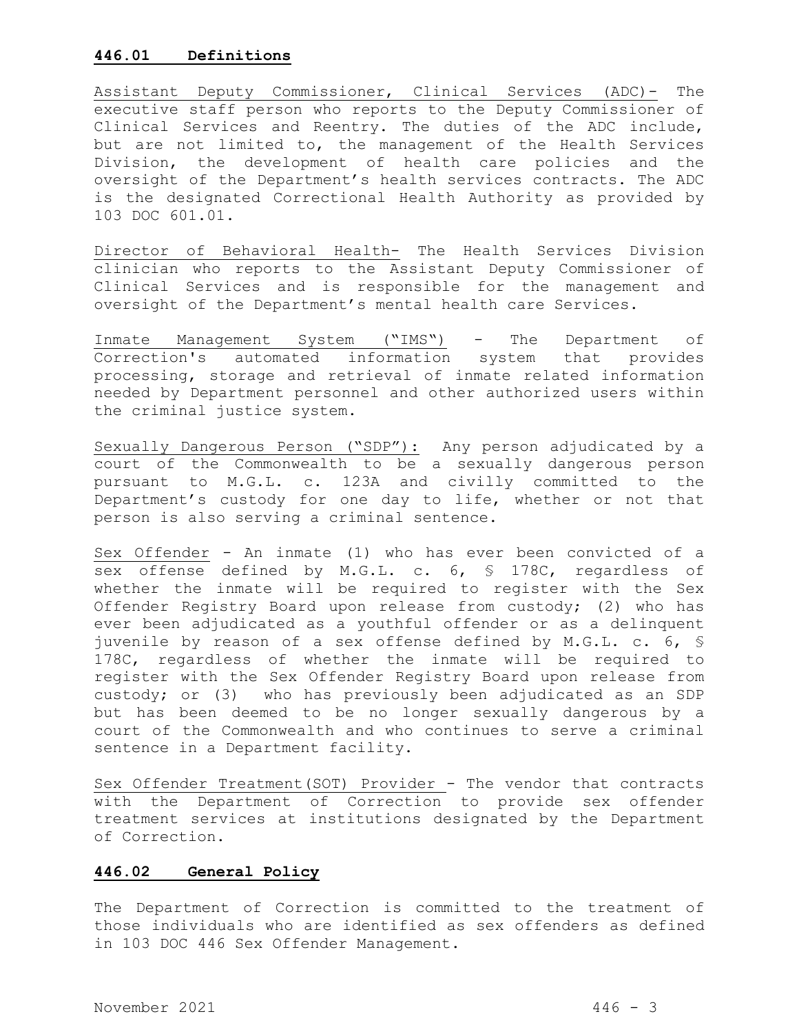## 446.01 Definitions

Assistant Deputy Commissioner, Clinical Services (ADC)- The executive staff person who reports to the Deputy Commissioner of Clinical Services and Reentry. The duties of the ADC include, but are not limited to, the management of the Health Services Division, the development of health care policies and the oversight of the Department's health services contracts. The ADC is the designated Correctional Health Authority as provided by 103 DOC 601.01.

Director of Behavioral Health- The Health Services Division clinician who reports to the Assistant Deputy Commissioner of Clinical Services and is responsible for the management and oversight of the Department's mental health care Services.

Inmate Management System ("IMS") - The Department of Correction's automated information system that provides processing, storage and retrieval of inmate related information needed by Department personnel and other authorized users within the criminal justice system.

Sexually Dangerous Person ("SDP"): Any person adjudicated by a court of the Commonwealth to be a sexually dangerous person pursuant to M.G.L. c. 123A and civilly committed to the Department's custody for one day to life, whether or not that person is also serving a criminal sentence.

Sex Offender - An inmate (1) who has ever been convicted of a sex offense defined by M.G.L. c. 6, § 178C, regardless of whether the inmate will be required to register with the Sex Offender Registry Board upon release from custody; (2) who has ever been adjudicated as a youthful offender or as a delinquent juvenile by reason of a sex offense defined by M.G.L. c. 6, § 178C, regardless of whether the inmate will be required to register with the Sex Offender Registry Board upon release from custody; or (3) who has previously been adjudicated as an SDP but has been deemed to be no longer sexually dangerous by a court of the Commonwealth and who continues to serve a criminal sentence in a Department facility.

Sex Offender Treatment(SOT) Provider - The vendor that contracts with the Department of Correction to provide sex offender treatment services at institutions designated by the Department of Correction.

## 446.02 General Policy

The Department of Correction is committed to the treatment of those individuals who are identified as sex offenders as defined in 103 DOC 446 Sex Offender Management.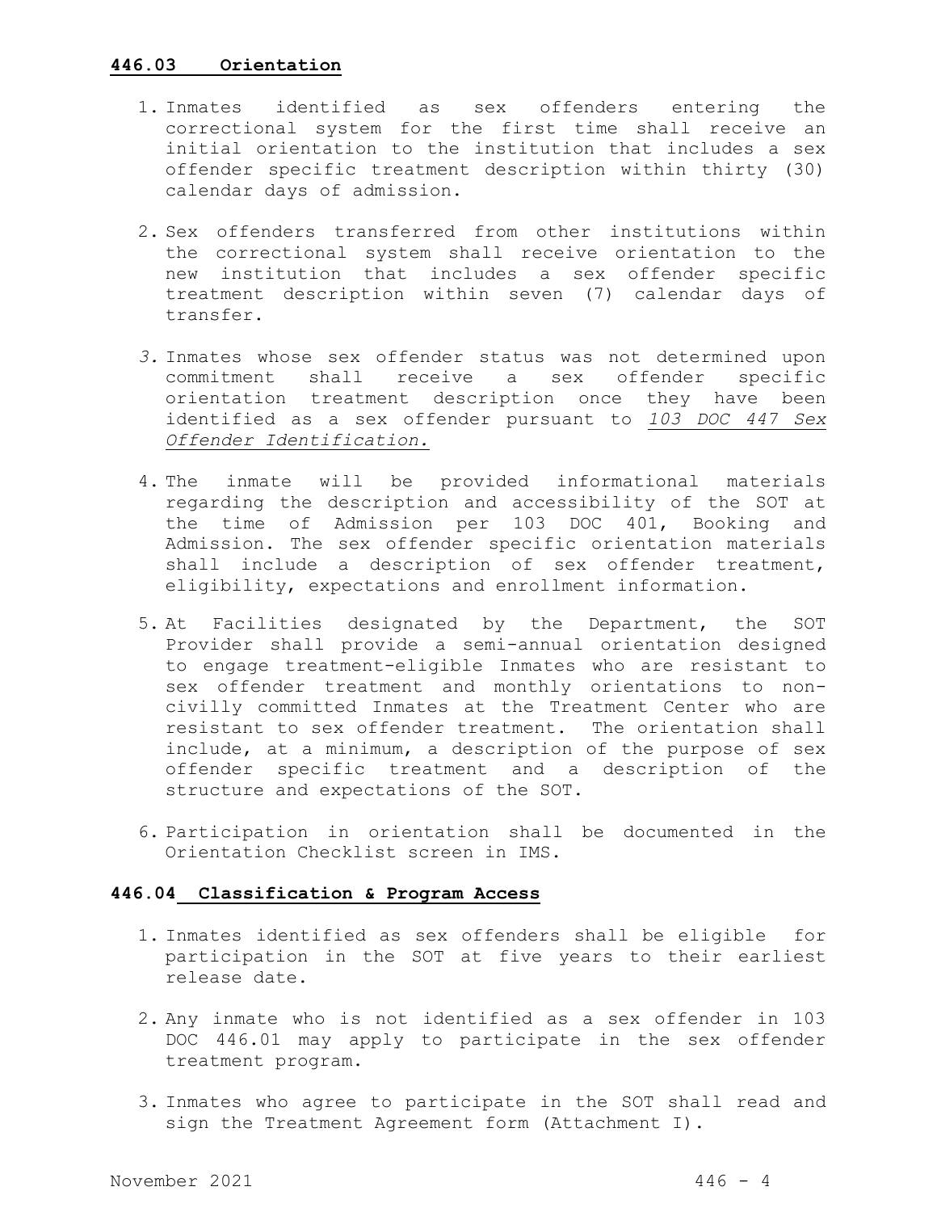## 446.03 Orientation

1. Inmates identified as sex offenders entering the correctional system for the first time shall receive an initial orientation to the institution that includes a sex offender specific treatment description within thirty (30) calendar days of admission.

2. Sex offenders transferred from other institutions within the correctional system shall receive orientation to the new institution that includes a sex offender specific treatment description within seven (7) calendar days of transfer.

3. Inmates whose sex offender status was not determined upon commitment shall receive a sex offender specific orientation treatment description once they have been identified as a sex offender pursuant to *103 DOC 447 Sex Offender Identification.*

4. The inmate will be provided informational materials regarding the description and accessibility of the SOT at the time of Admission per 103 DOC 401, Booking and Admission. The sex offender specific orientation materials shall include a description of sex offender treatment, eligibility, expectations and enrollment information.

5. At Facilities designated by the Department, the SOT Provider shall provide a semi-annual orientation designed to engage treatment-eligible Inmates who are resistant to sex offender treatment and monthly orientations to non-civilly committed Inmates at the Treatment Center who are resistant to sex offender treatment. The orientation shall include, at a minimum, a description of the purpose of sex offender specific treatment and a description of the structure and expectations of the SOT.

6. Participation in orientation shall be documented in the Orientation Checklist screen in IMS.

## 446.04 Classification & Program Access

1. Inmates identified as sex offenders shall be eligible for participation in the SOT at five years to their earliest release date.

2. Any inmate who is not identified as a sex offender in 103 DOC 446.01 may apply to participate in the sex offender treatment program.

3. Inmates who agree to participate in the SOT shall read and sign the Treatment Agreement form (Attachment I).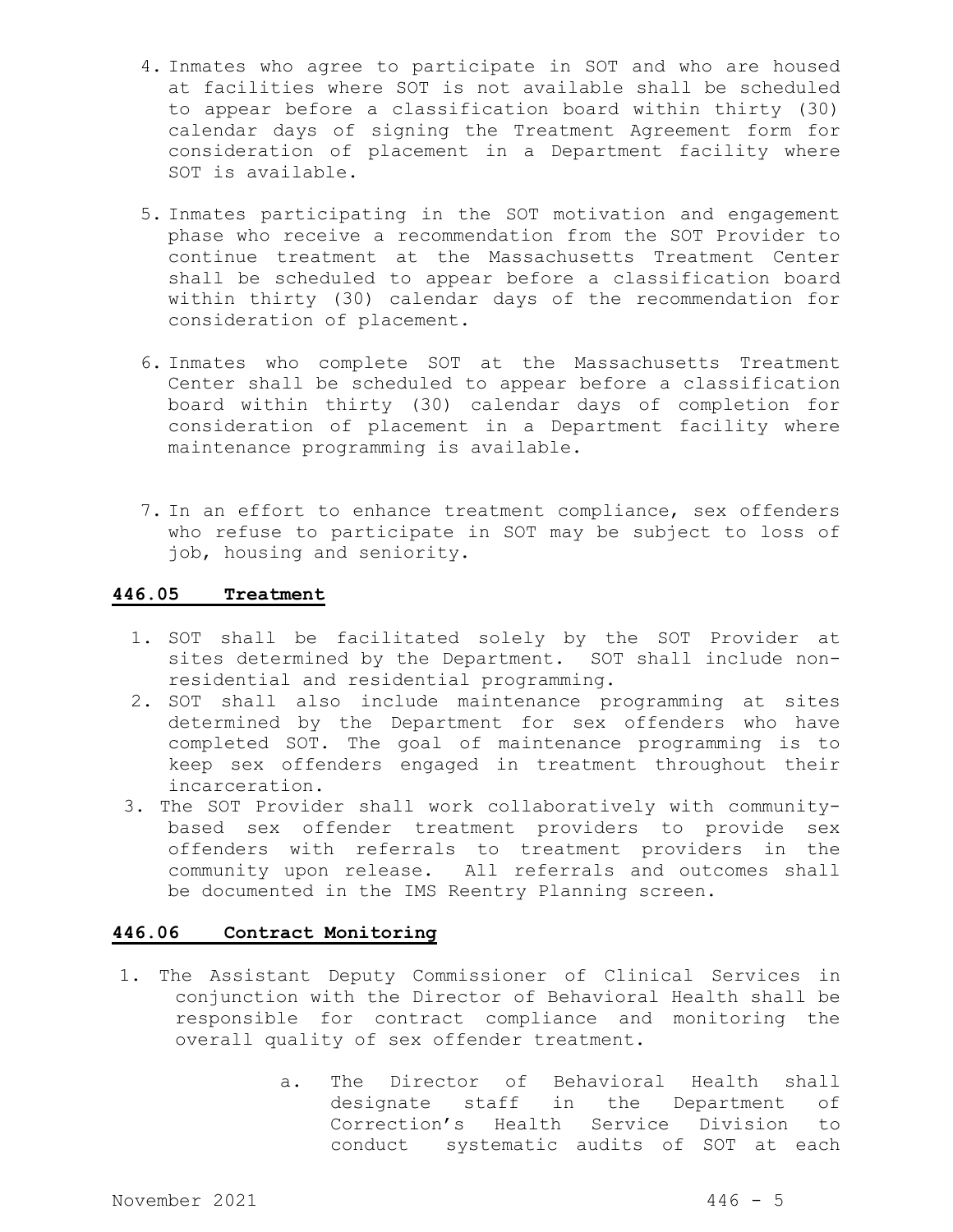4. Inmates who agree to participate in SOT and who are housed at facilities where SOT is not available shall be scheduled to appear before a classification board within thirty (30) calendar days of signing the Treatment Agreement form for consideration of placement in a Department facility where SOT is available.

5. Inmates participating in the SOT motivation and engagement phase who receive a recommendation from the SOT Provider to continue treatment at the Massachusetts Treatment Center shall be scheduled to appear before a classification board within thirty (30) calendar days of the recommendation for consideration of placement.

6. Inmates who complete SOT at the Massachusetts Treatment Center shall be scheduled to appear before a classification board within thirty (30) calendar days of completion for consideration of placement in a Department facility where maintenance programming is available.

7. In an effort to enhance treatment compliance, sex offenders who refuse to participate in SOT may be subject to loss of job, housing and seniority.

## 446.05 Treatment

1. SOT shall be facilitated solely by the SOT Provider at sites determined by the Department. SOT shall include non-residential and residential programming.
2. SOT shall also include maintenance programming at sites determined by the Department for sex offenders who have completed SOT. The goal of maintenance programming is to keep sex offenders engaged in treatment throughout their incarceration.
3. The SOT Provider shall work collaboratively with community-based sex offender treatment providers to provide sex offenders with referrals to treatment providers in the community upon release. All referrals and outcomes shall be documented in the IMS Reentry Planning screen.

## 446.06 Contract Monitoring

1. The Assistant Deputy Commissioner of Clinical Services in conjunction with the Director of Behavioral Health shall be responsible for contract compliance and monitoring the overall quality of sex offender treatment.

   a. The Director of Behavioral Health shall designate staff in the Department of Correction's Health Service Division to conduct systematic audits of SOT at each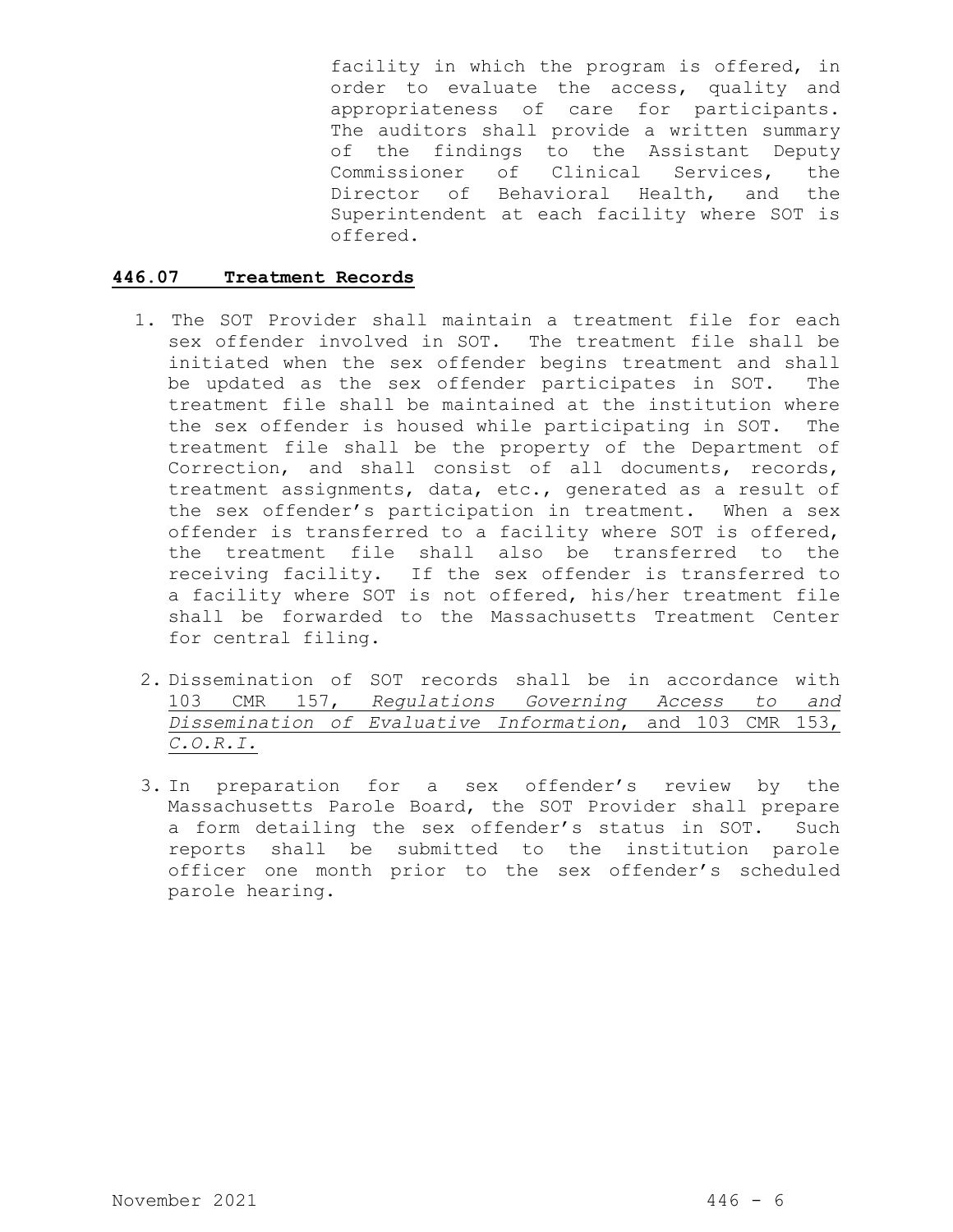facility in which the program is offered, in order to evaluate the access, quality and appropriateness of care for participants. The auditors shall provide a written summary of the findings to the Assistant Deputy Commissioner of Clinical Services, the Director of Behavioral Health, and the Superintendent at each facility where SOT is offered.

## 446.07 Treatment Records

1. The SOT Provider shall maintain a treatment file for each sex offender involved in SOT. The treatment file shall be initiated when the sex offender begins treatment and shall be updated as the sex offender participates in SOT. The treatment file shall be maintained at the institution where the sex offender is housed while participating in SOT. The treatment file shall be the property of the Department of Correction, and shall consist of all documents, records, treatment assignments, data, etc., generated as a result of the sex offender's participation in treatment. When a sex offender is transferred to a facility where SOT is offered, the treatment file shall also be transferred to the receiving facility. If the sex offender is transferred to a facility where SOT is not offered, his/her treatment file shall be forwarded to the Massachusetts Treatment Center for central filing.

2. Dissemination of SOT records shall be in accordance with 103 CMR 157, *Regulations Governing Access to and Dissemination of Evaluative Information*, and 103 CMR 153, *C.O.R.I.*

3. In preparation for a sex offender's review by the Massachusetts Parole Board, the SOT Provider shall prepare a form detailing the sex offender's status in SOT. Such reports shall be submitted to the institution parole officer one month prior to the sex offender's scheduled parole hearing.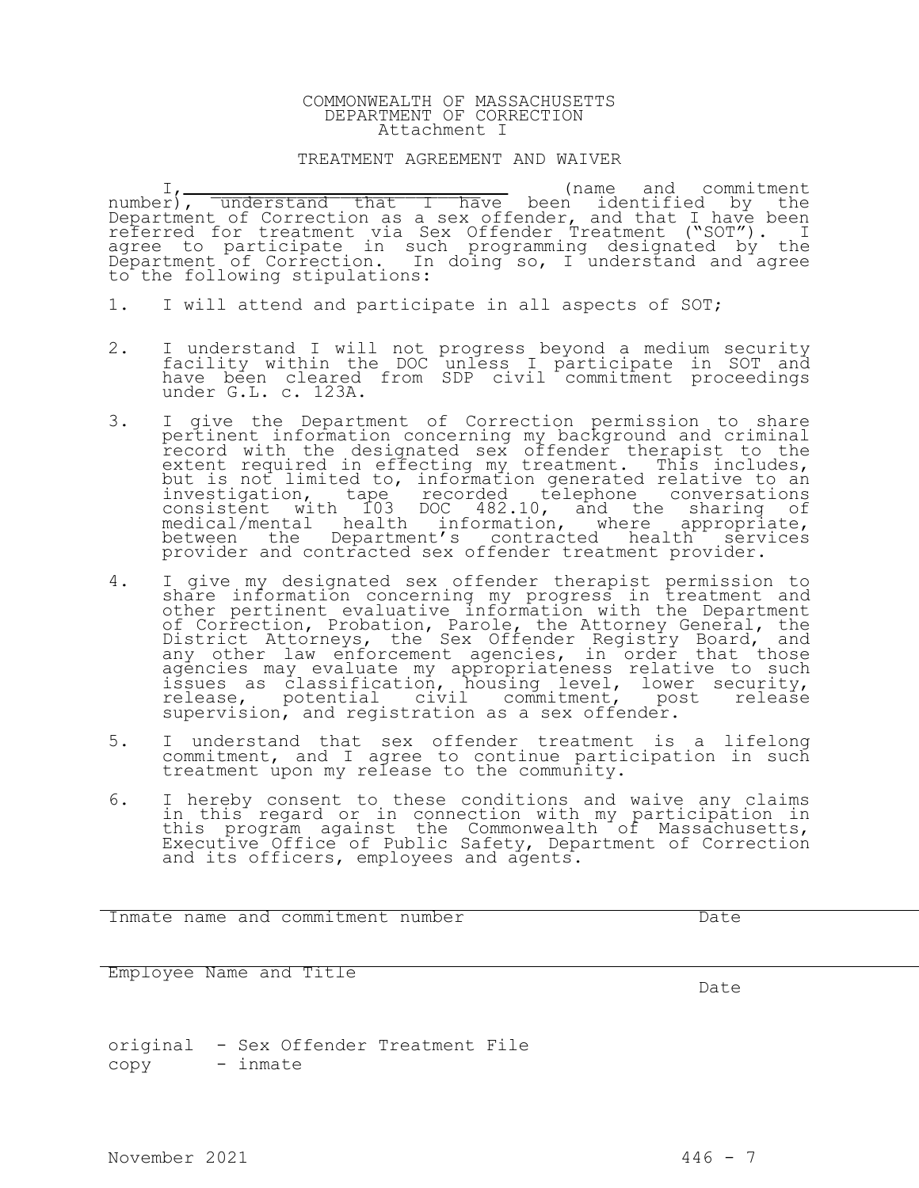COMMONWEALTH OF MASSACHUSETTS
DEPARTMENT OF CORRECTION
Attachment I

TREATMENT AGREEMENT AND WAIVER

I, ______________________________ (name and commitment number), understand that I have been identified by the Department of Correction as a sex offender, and that I have been referred for treatment via Sex Offender Treatment ("SOT"). I agree to participate in such programming designated by the Department of Correction. In doing so, I understand and agree to the following stipulations:

1. I will attend and participate in all aspects of SOT;

2. I understand I will not progress beyond a medium security facility within the DOC unless I participate in SOT and have been cleared from SDP civil commitment proceedings under G.L. c. 123A.

3. I give the Department of Correction permission to share pertinent information concerning my background and criminal record with the designated sex offender therapist to the extent required in effecting my treatment. This includes, but is not limited to, information generated relative to an investigation, tape recorded telephone conversations consistent with 103 DOC 482.10, and the sharing of medical/mental health information, where appropriate, between the Department's contracted health services provider and contracted sex offender treatment provider.

4. I give my designated sex offender therapist permission to share information concerning my progress in treatment and other pertinent evaluative information with the Department of Correction, Probation, Parole, the Attorney General, the District Attorneys, the Sex Offender Registry Board, and any other law enforcement agencies, in order that those agencies may evaluate my appropriateness relative to such issues as classification, housing level, lower security, release, potential civil commitment, post release supervision, and registration as a sex offender.

5. I understand that sex offender treatment is a lifelong commitment, and I agree to continue participation in such treatment upon my release to the community.

6. I hereby consent to these conditions and waive any claims in this regard or in connection with my participation in this program against the Commonwealth of Massachusetts, Executive Office of Public Safety, Department of Correction and its officers, employees and agents.

_______________________________________________________________
Inmate name and commitment number                                        Date

_______________________________________________________________
Employee Name and Title                                                  Date

original - Sex Offender Treatment File
copy - inmate